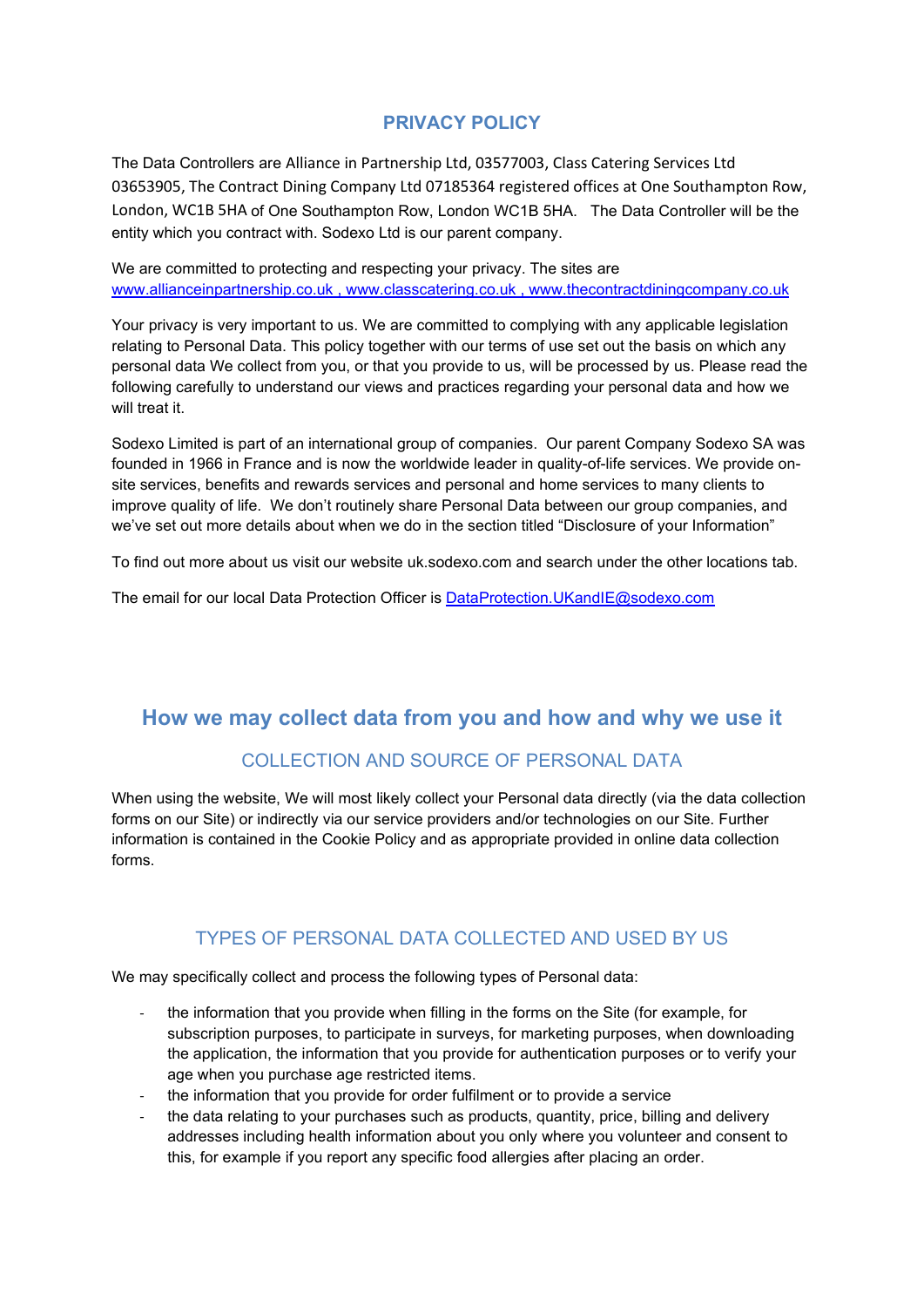# PRIVACY POLICY

The Data Controllers are Alliance in Partnership Ltd, 03577003, Class Catering Services Ltd 03653905, The Contract Dining Company Ltd 07185364 registered offices at One Southampton Row, London, WC1B 5HA of One Southampton Row, London WC1B 5HA. The Data Controller will be the entity which you contract with. Sodexo Ltd is our parent company.

We are committed to protecting and respecting your privacy. The sites are www.allianceinpartnership.co.uk , www.classcatering.co.uk , www.thecontractdiningcompany.co.uk

Your privacy is very important to us. We are committed to complying with any applicable legislation relating to Personal Data. This policy together with our terms of use set out the basis on which any personal data We collect from you, or that you provide to us, will be processed by us. Please read the following carefully to understand our views and practices regarding your personal data and how we will treat it.

Sodexo Limited is part of an international group of companies. Our parent Company Sodexo SA was founded in 1966 in France and is now the worldwide leader in quality-of-life services. We provide on-site services, benefits and rewards services and personal and home services to many clients to improve quality of life. We don't routinely share Personal Data between our group companies, and we've set out more details about when we do in the section titled "Disclosure of your Information"

To find out more about us visit our website uk.sodexo.com and search under the other locations tab.

The email for our local Data Protection Officer is DataProtection.UKandIE@sodexo.com

## How we may collect data from you and how and why we use it

### COLLECTION AND SOURCE OF PERSONAL DATA

When using the website, We will most likely collect your Personal data directly (via the data collection forms on our Site) or indirectly via our service providers and/or technologies on our Site. Further information is contained in the Cookie Policy and as appropriate provided in online data collection forms.

### TYPES OF PERSONAL DATA COLLECTED AND USED BY US

We may specifically collect and process the following types of Personal data:

- the information that you provide when filling in the forms on the Site (for example, for subscription purposes, to participate in surveys, for marketing purposes, when downloading the application, the information that you provide for authentication purposes or to verify your age when you purchase age restricted items.
- the information that you provide for order fulfilment or to provide a service
- the data relating to your purchases such as products, quantity, price, billing and delivery addresses including health information about you only where you volunteer and consent to this, for example if you report any specific food allergies after placing an order.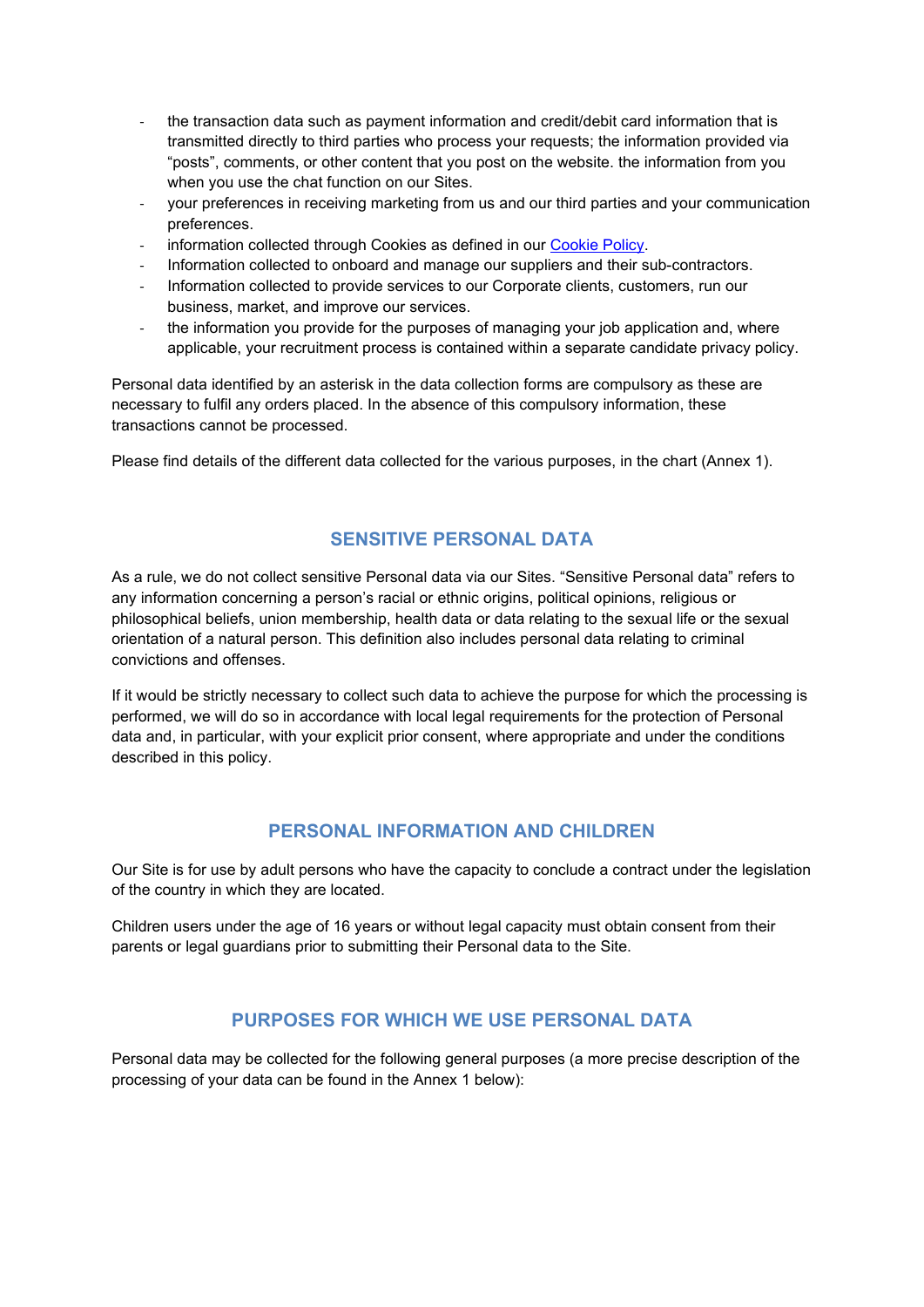- the transaction data such as payment information and credit/debit card information that is transmitted directly to third parties who process your requests; the information provided via "posts", comments, or other content that you post on the website. the information from you when you use the chat function on our Sites.
- your preferences in receiving marketing from us and our third parties and your communication preferences.
- information collected through Cookies as defined in our [Cookie Policy](#).
- Information collected to onboard and manage our suppliers and their sub-contractors.
- Information collected to provide services to our Corporate clients, customers, run our business, market, and improve our services.
- the information you provide for the purposes of managing your job application and, where applicable, your recruitment process is contained within a separate candidate privacy policy.

Personal data identified by an asterisk in the data collection forms are compulsory as these are necessary to fulfil any orders placed. In the absence of this compulsory information, these transactions cannot be processed.

Please find details of the different data collected for the various purposes, in the chart (Annex 1).

## SENSITIVE PERSONAL DATA

As a rule, we do not collect sensitive Personal data via our Sites. "Sensitive Personal data" refers to any information concerning a person's racial or ethnic origins, political opinions, religious or philosophical beliefs, union membership, health data or data relating to the sexual life or the sexual orientation of a natural person. This definition also includes personal data relating to criminal convictions and offenses.

If it would be strictly necessary to collect such data to achieve the purpose for which the processing is performed, we will do so in accordance with local legal requirements for the protection of Personal data and, in particular, with your explicit prior consent, where appropriate and under the conditions described in this policy.

## PERSONAL INFORMATION AND CHILDREN

Our Site is for use by adult persons who have the capacity to conclude a contract under the legislation of the country in which they are located.

Children users under the age of 16 years or without legal capacity must obtain consent from their parents or legal guardians prior to submitting their Personal data to the Site.

## PURPOSES FOR WHICH WE USE PERSONAL DATA

Personal data may be collected for the following general purposes (a more precise description of the processing of your data can be found in the Annex 1 below):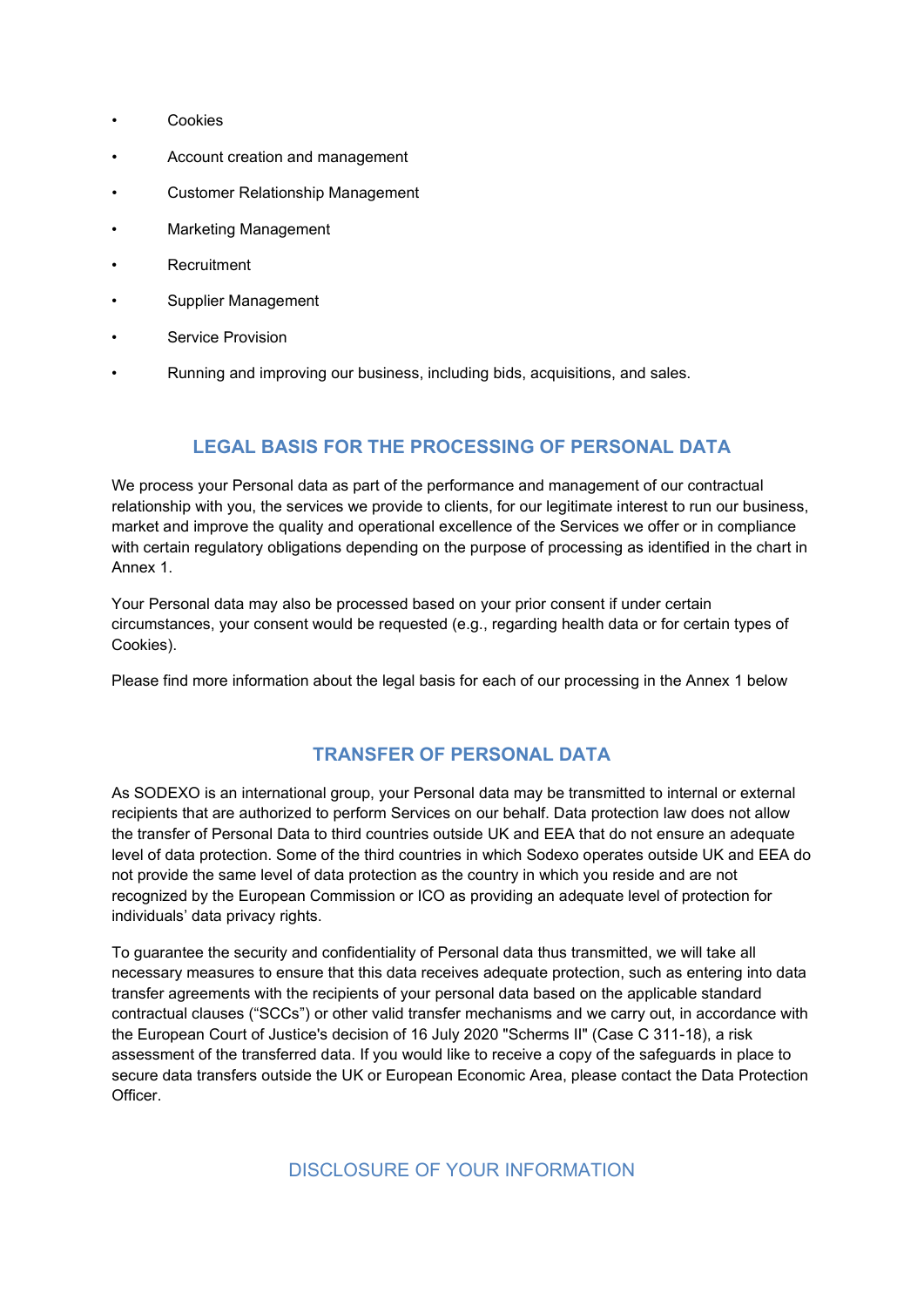- Cookies
- Account creation and management
- Customer Relationship Management
- Marketing Management
- Recruitment
- Supplier Management
- Service Provision
- Running and improving our business, including bids, acquisitions, and sales.

## LEGAL BASIS FOR THE PROCESSING OF PERSONAL DATA

We process your Personal data as part of the performance and management of our contractual relationship with you, the services we provide to clients, for our legitimate interest to run our business, market and improve the quality and operational excellence of the Services we offer or in compliance with certain regulatory obligations depending on the purpose of processing as identified in the chart in Annex 1.

Your Personal data may also be processed based on your prior consent if under certain circumstances, your consent would be requested (e.g., regarding health data or for certain types of Cookies).

Please find more information about the legal basis for each of our processing in the Annex 1 below

## TRANSFER OF PERSONAL DATA

As SODEXO is an international group, your Personal data may be transmitted to internal or external recipients that are authorized to perform Services on our behalf. Data protection law does not allow the transfer of Personal Data to third countries outside UK and EEA that do not ensure an adequate level of data protection. Some of the third countries in which Sodexo operates outside UK and EEA do not provide the same level of data protection as the country in which you reside and are not recognized by the European Commission or ICO as providing an adequate level of protection for individuals' data privacy rights.

To guarantee the security and confidentiality of Personal data thus transmitted, we will take all necessary measures to ensure that this data receives adequate protection, such as entering into data transfer agreements with the recipients of your personal data based on the applicable standard contractual clauses ("SCCs") or other valid transfer mechanisms and we carry out, in accordance with the European Court of Justice's decision of 16 July 2020 "Scherms II" (Case C 311-18), a risk assessment of the transferred data. If you would like to receive a copy of the safeguards in place to secure data transfers outside the UK or European Economic Area, please contact the Data Protection Officer.

## DISCLOSURE OF YOUR INFORMATION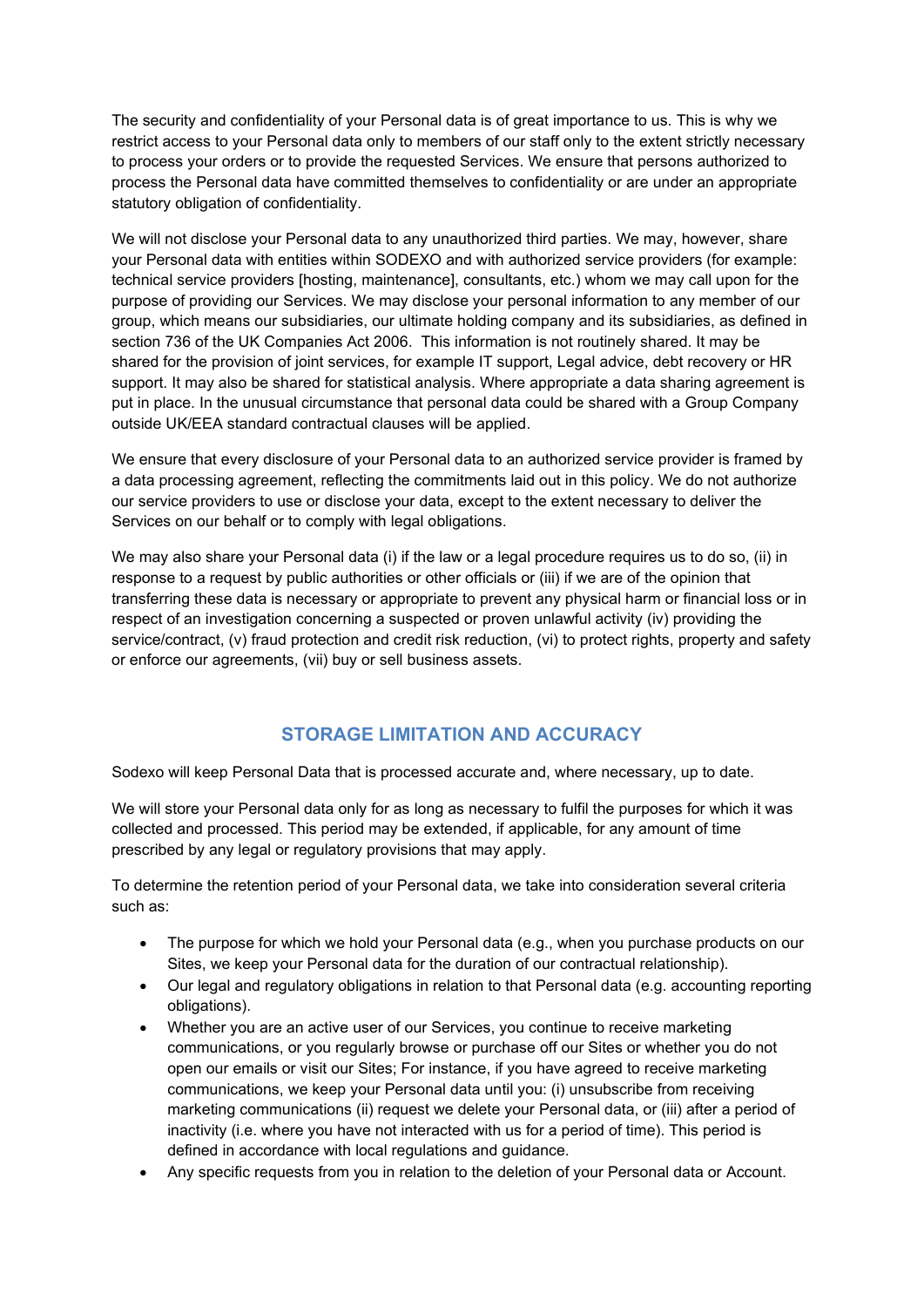The security and confidentiality of your Personal data is of great importance to us. This is why we restrict access to your Personal data only to members of our staff only to the extent strictly necessary to process your orders or to provide the requested Services. We ensure that persons authorized to process the Personal data have committed themselves to confidentiality or are under an appropriate statutory obligation of confidentiality.

We will not disclose your Personal data to any unauthorized third parties. We may, however, share your Personal data with entities within SODEXO and with authorized service providers (for example: technical service providers [hosting, maintenance], consultants, etc.) whom we may call upon for the purpose of providing our Services. We may disclose your personal information to any member of our group, which means our subsidiaries, our ultimate holding company and its subsidiaries, as defined in section 736 of the UK Companies Act 2006. This information is not routinely shared. It may be shared for the provision of joint services, for example IT support, Legal advice, debt recovery or HR support. It may also be shared for statistical analysis. Where appropriate a data sharing agreement is put in place. In the unusual circumstance that personal data could be shared with a Group Company outside UK/EEA standard contractual clauses will be applied.

We ensure that every disclosure of your Personal data to an authorized service provider is framed by a data processing agreement, reflecting the commitments laid out in this policy. We do not authorize our service providers to use or disclose your data, except to the extent necessary to deliver the Services on our behalf or to comply with legal obligations.

We may also share your Personal data (i) if the law or a legal procedure requires us to do so, (ii) in response to a request by public authorities or other officials or (iii) if we are of the opinion that transferring these data is necessary or appropriate to prevent any physical harm or financial loss or in respect of an investigation concerning a suspected or proven unlawful activity (iv) providing the service/contract, (v) fraud protection and credit risk reduction, (vi) to protect rights, property and safety or enforce our agreements, (vii) buy or sell business assets.

## STORAGE LIMITATION AND ACCURACY

Sodexo will keep Personal Data that is processed accurate and, where necessary, up to date.

We will store your Personal data only for as long as necessary to fulfil the purposes for which it was collected and processed. This period may be extended, if applicable, for any amount of time prescribed by any legal or regulatory provisions that may apply.

To determine the retention period of your Personal data, we take into consideration several criteria such as:

- The purpose for which we hold your Personal data (e.g., when you purchase products on our Sites, we keep your Personal data for the duration of our contractual relationship).
- Our legal and regulatory obligations in relation to that Personal data (e.g. accounting reporting obligations).
- Whether you are an active user of our Services, you continue to receive marketing communications, or you regularly browse or purchase off our Sites or whether you do not open our emails or visit our Sites; For instance, if you have agreed to receive marketing communications, we keep your Personal data until you: (i) unsubscribe from receiving marketing communications (ii) request we delete your Personal data, or (iii) after a period of inactivity (i.e. where you have not interacted with us for a period of time). This period is defined in accordance with local regulations and guidance.
- Any specific requests from you in relation to the deletion of your Personal data or Account.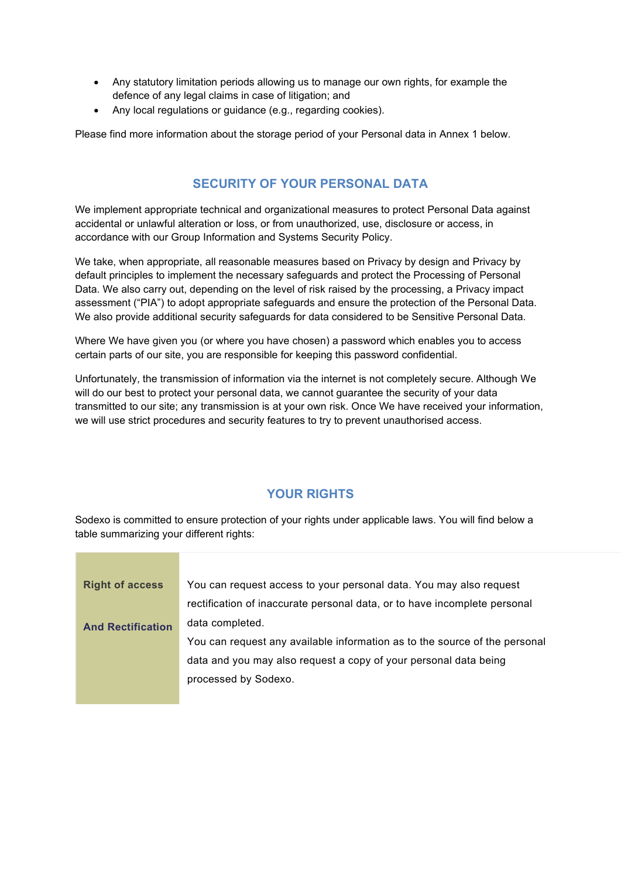- Any statutory limitation periods allowing us to manage our own rights, for example the defence of any legal claims in case of litigation; and
- Any local regulations or guidance (e.g., regarding cookies).

Please find more information about the storage period of your Personal data in Annex 1 below.

## SECURITY OF YOUR PERSONAL DATA

We implement appropriate technical and organizational measures to protect Personal Data against accidental or unlawful alteration or loss, or from unauthorized, use, disclosure or access, in accordance with our Group Information and Systems Security Policy.

We take, when appropriate, all reasonable measures based on Privacy by design and Privacy by default principles to implement the necessary safeguards and protect the Processing of Personal Data. We also carry out, depending on the level of risk raised by the processing, a Privacy impact assessment ("PIA") to adopt appropriate safeguards and ensure the protection of the Personal Data. We also provide additional security safeguards for data considered to be Sensitive Personal Data.

Where We have given you (or where you have chosen) a password which enables you to access certain parts of our site, you are responsible for keeping this password confidential.

Unfortunately, the transmission of information via the internet is not completely secure. Although We will do our best to protect your personal data, we cannot guarantee the security of your data transmitted to our site; any transmission is at your own risk. Once We have received your information, we will use strict procedures and security features to try to prevent unauthorised access.

## YOUR RIGHTS

Sodexo is committed to ensure protection of your rights under applicable laws. You will find below a table summarizing your different rights:

| | |
|---|---|
| **Right of access And Rectification** | You can request access to your personal data. You may also request rectification of inaccurate personal data, or to have incomplete personal data completed. You can request any available information as to the source of the personal data and you may also request a copy of your personal data being processed by Sodexo. |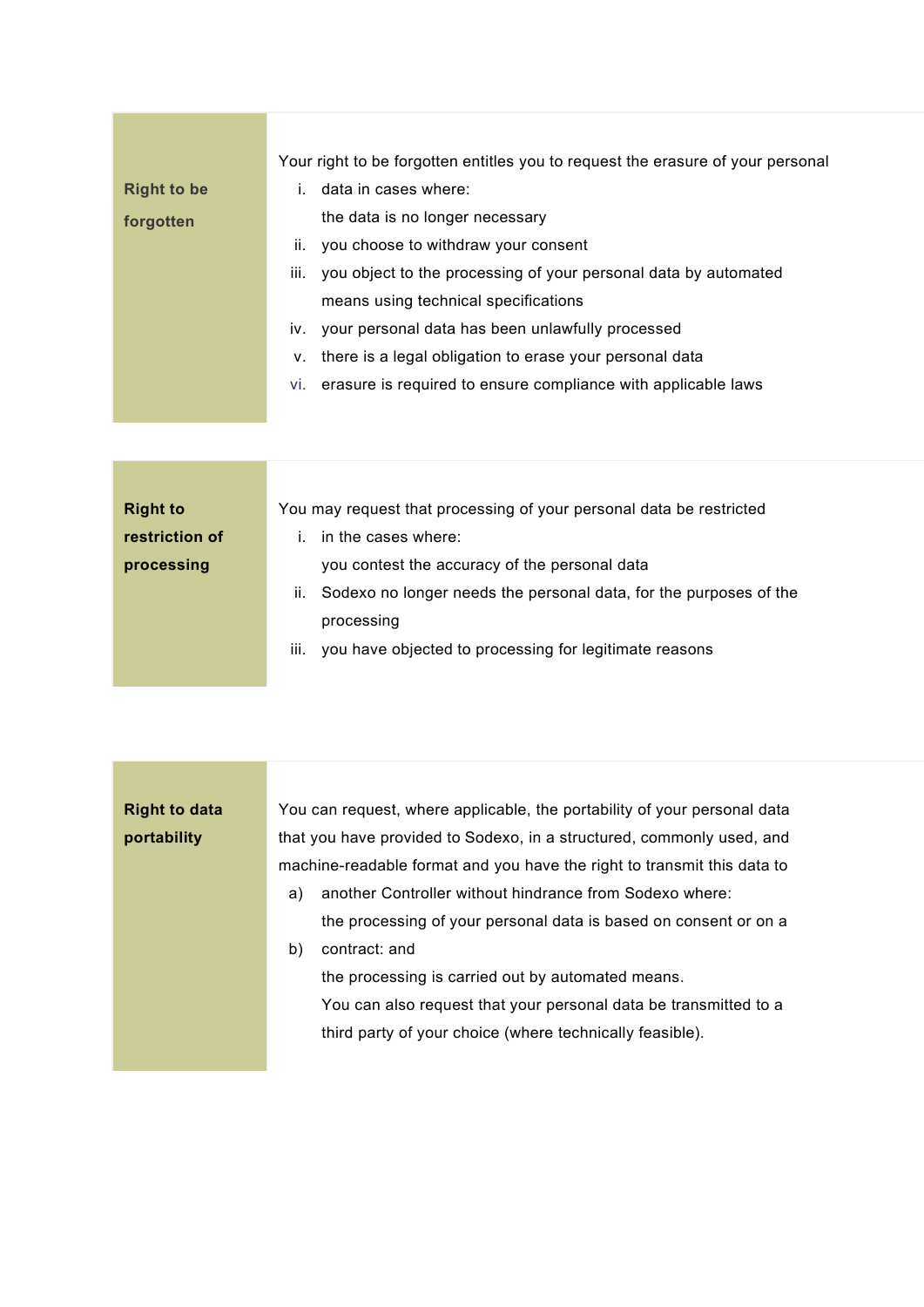| | |
|---|---|
| **Right to be forgotten** | Your right to be forgotten entitles you to request the erasure of your personal<br>i. data in cases where:<br>the data is no longer necessary<br>ii. you choose to withdraw your consent<br>iii. you object to the processing of your personal data by automated means using technical specifications<br>iv. your personal data has been unlawfully processed<br>v. there is a legal obligation to erase your personal data<br>vi. erasure is required to ensure compliance with applicable laws |

| | |
|---|---|
| **Right to restriction of processing** | You may request that processing of your personal data be restricted<br>i. in the cases where:<br>you contest the accuracy of the personal data<br>ii. Sodexo no longer needs the personal data, for the purposes of the processing<br>iii. you have objected to processing for legitimate reasons |

| | |
|---|---|
| **Right to data portability** | You can request, where applicable, the portability of your personal data that you have provided to Sodexo, in a structured, commonly used, and machine-readable format and you have the right to transmit this data to<br>a) another Controller without hindrance from Sodexo where:<br>the processing of your personal data is based on consent or on a<br>b) contract: and<br>the processing is carried out by automated means.<br>You can also request that your personal data be transmitted to a third party of your choice (where technically feasible). |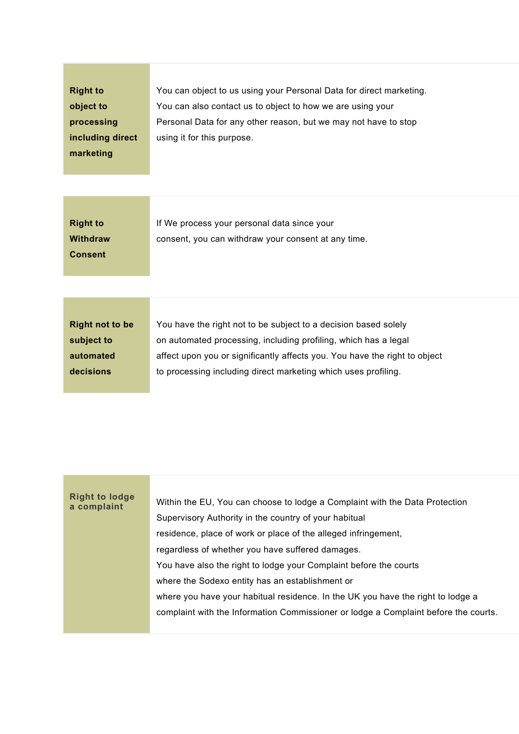| | |
|---|---|
| **Right to object to processing including direct marketing** | You can object to us using your Personal Data for direct marketing. You can also contact us to object to how we are using your Personal Data for any other reason, but we may not have to stop using it for this purpose. |
| **Right to Withdraw Consent** | If We process your personal data since your consent, you can withdraw your consent at any time. |
| **Right not to be subject to automated decisions** | You have the right not to be subject to a decision based solely on automated processing, including profiling, which has a legal affect upon you or significantly affects you. You have the right to object to processing including direct marketing which uses profiling. |

| | |
|---|---|
| **Right to lodge a complaint** | Within the EU, You can choose to lodge a Complaint with the Data Protection Supervisory Authority in the country of your habitual residence, place of work or place of the alleged infringement, regardless of whether you have suffered damages. You have also the right to lodge your Complaint before the courts where the Sodexo entity has an establishment or where you have your habitual residence. In the UK you have the right to lodge a complaint with the Information Commissioner or lodge a Complaint before the courts. |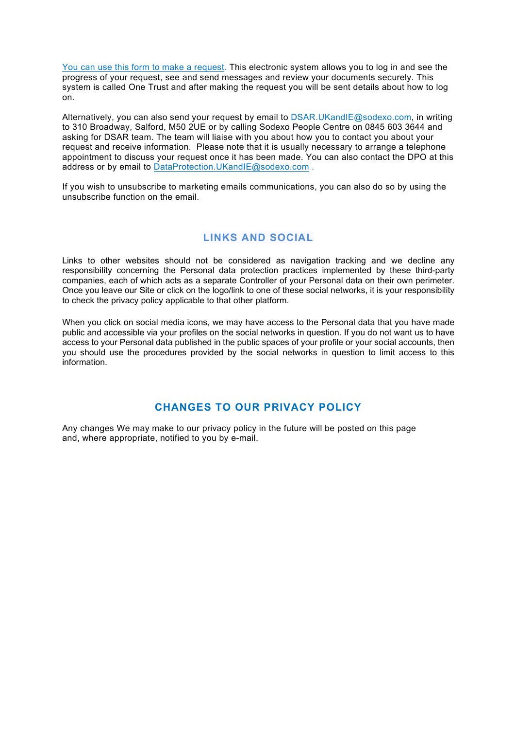You can use this form to make a request. This electronic system allows you to log in and see the progress of your request, see and send messages and review your documents securely. This system is called One Trust and after making the request you will be sent details about how to log on.

Alternatively, you can also send your request by email to DSAR.UKandIE@sodexo.com, in writing to 310 Broadway, Salford, M50 2UE or by calling Sodexo People Centre on 0845 603 3644 and asking for DSAR team. The team will liaise with you about how you to contact you about your request and receive information. Please note that it is usually necessary to arrange a telephone appointment to discuss your request once it has been made. You can also contact the DPO at this address or by email to DataProtection.UKandIE@sodexo.com .

If you wish to unsubscribe to marketing emails communications, you can also do so by using the unsubscribe function on the email.

## LINKS AND SOCIAL

Links to other websites should not be considered as navigation tracking and we decline any responsibility concerning the Personal data protection practices implemented by these third-party companies, each of which acts as a separate Controller of your Personal data on their own perimeter. Once you leave our Site or click on the logo/link to one of these social networks, it is your responsibility to check the privacy policy applicable to that other platform.

When you click on social media icons, we may have access to the Personal data that you have made public and accessible via your profiles on the social networks in question. If you do not want us to have access to your Personal data published in the public spaces of your profile or your social accounts, then you should use the procedures provided by the social networks in question to limit access to this information.

## CHANGES TO OUR PRIVACY POLICY

Any changes We may make to our privacy policy in the future will be posted on this page and, where appropriate, notified to you by e-mail.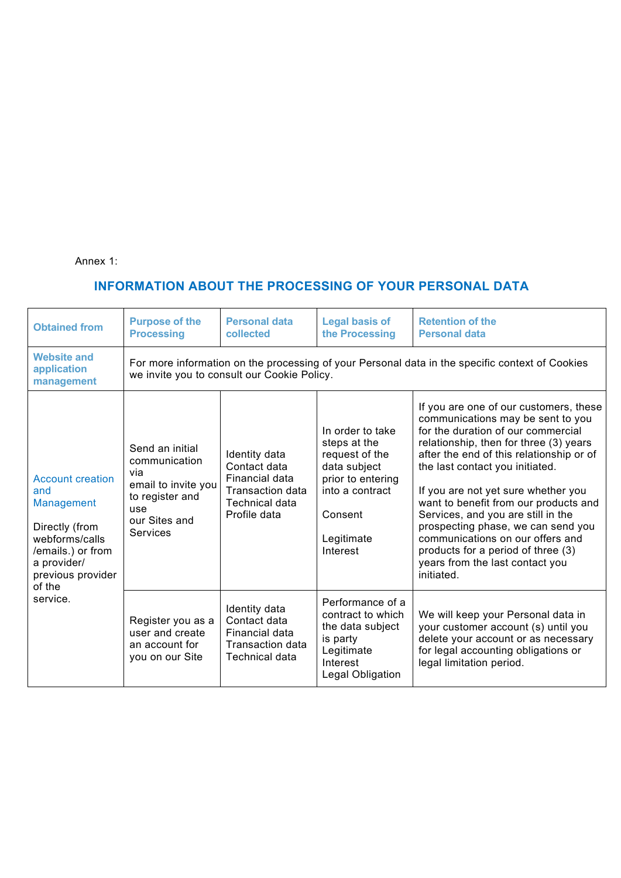Annex 1:

## INFORMATION ABOUT THE PROCESSING OF YOUR PERSONAL DATA

| Obtained from | Purpose of the Processing | Personal data collected | Legal basis of the Processing | Retention of the Personal data |
|---|---|---|---|---|
| **Website and application management** | For more information on the processing of your Personal data in the specific context of Cookies we invite you to consult our Cookie Policy. | | | |
| Account creation and Management<br><br>Directly (from webforms/calls /emails.) or from a provider/ previous provider of the service. | Send an initial communication via email to invite you to register and use our Sites and Services | Identity data<br>Contact data<br>Financial data<br>Transaction data<br>Technical data<br>Profile data | In order to take steps at the request of the data subject prior to entering into a contract<br><br>Consent<br><br>Legitimate Interest | If you are one of our customers, these communications may be sent to you for the duration of our commercial relationship, then for three (3) years after the end of this relationship or of the last contact you initiated.<br><br>If you are not yet sure whether you want to benefit from our products and Services, and you are still in the prospecting phase, we can send you communications on our offers and products for a period of three (3) years from the last contact you initiated. |
| | Register you as a user and create an account for you on our Site | Identity data<br>Contact data<br>Financial data<br>Transaction data<br>Technical data | Performance of a contract to which the data subject is party<br>Legitimate Interest<br>Legal Obligation | We will keep your Personal data in your customer account (s) until you delete your account or as necessary for legal accounting obligations or legal limitation period. |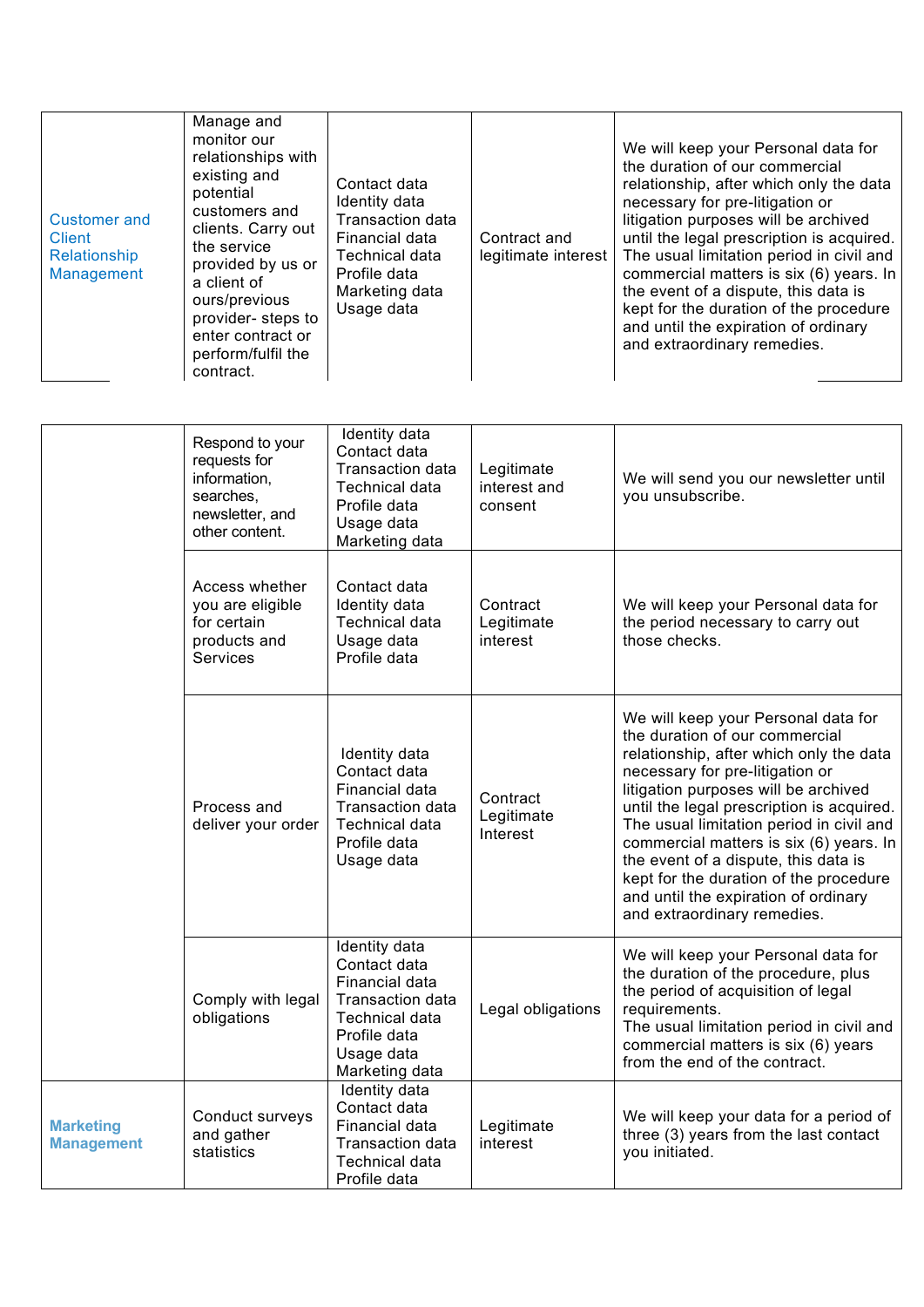| | | | | |
|---|---|---|---|---|
| Customer and Client Relationship Management | Manage and monitor our relationships with existing and potential customers and clients. Carry out the service provided by us or a client of ours/previous provider- steps to enter contract or perform/fulfil the contract. | Contact data<br>Identity data<br>Transaction data<br>Financial data<br>Technical data<br>Profile data<br>Marketing data<br>Usage data | Contract and legitimate interest | We will keep your Personal data for the duration of our commercial relationship, after which only the data necessary for pre-litigation or litigation purposes will be archived until the legal prescription is acquired. The usual limitation period in civil and commercial matters is six (6) years. In the event of a dispute, this data is kept for the duration of the procedure and until the expiration of ordinary and extraordinary remedies. |
| | Respond to your requests for information, searches, newsletter, and other content. | Identity data<br>Contact data<br>Transaction data<br>Technical data<br>Profile data<br>Usage data<br>Marketing data | Legitimate interest and consent | We will send you our newsletter until you unsubscribe. |
| | Access whether you are eligible for certain products and Services | Contact data<br>Identity data<br>Technical data<br>Usage data<br>Profile data | Contract<br>Legitimate interest | We will keep your Personal data for the period necessary to carry out those checks. |
| | Process and deliver your order | Identity data<br>Contact data<br>Financial data<br>Transaction data<br>Technical data<br>Profile data<br>Usage data | Contract<br>Legitimate Interest | We will keep your Personal data for the duration of our commercial relationship, after which only the data necessary for pre-litigation or litigation purposes will be archived until the legal prescription is acquired. The usual limitation period in civil and commercial matters is six (6) years. In the event of a dispute, this data is kept for the duration of the procedure and until the expiration of ordinary and extraordinary remedies. |
| | Comply with legal obligations | Identity data<br>Contact data<br>Financial data<br>Transaction data<br>Technical data<br>Profile data<br>Usage data<br>Marketing data | Legal obligations | We will keep your Personal data for the duration of the procedure, plus the period of acquisition of legal requirements.<br>The usual limitation period in civil and commercial matters is six (6) years from the end of the contract. |
| **Marketing Management** | Conduct surveys and gather statistics | Identity data<br>Contact data<br>Financial data<br>Transaction data<br>Technical data<br>Profile data | Legitimate interest | We will keep your data for a period of three (3) years from the last contact you initiated. |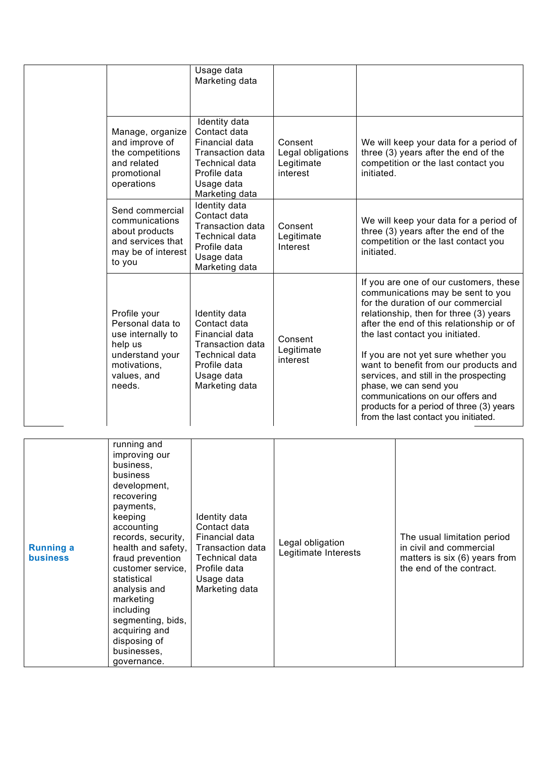| | | | | |
|---|---|---|---|---|
| | | Usage data<br>Marketing data | | |
| | Manage, organize and improve of the competitions and related promotional operations | Identity data<br>Contact data<br>Financial data<br>Transaction data<br>Technical data<br>Profile data<br>Usage data<br>Marketing data | Consent<br>Legal obligations<br>Legitimate interest | We will keep your data for a period of three (3) years after the end of the competition or the last contact you initiated. |
| | Send commercial communications about products and services that may be of interest to you | Identity data<br>Contact data<br>Transaction data<br>Technical data<br>Profile data<br>Usage data<br>Marketing data | Consent<br>Legitimate Interest | We will keep your data for a period of three (3) years after the end of the competition or the last contact you initiated. |
| | Profile your Personal data to use internally to help us understand your motivations, values, and needs. | Identity data<br>Contact data<br>Financial data<br>Transaction data<br>Technical data<br>Profile data<br>Usage data<br>Marketing data | Consent<br>Legitimate interest | If you are one of our customers, these communications may be sent to you for the duration of our commercial relationship, then for three (3) years after the end of this relationship or of the last contact you initiated.<br><br>If you are not yet sure whether you want to benefit from our products and services, and still in the prospecting phase, we can send you communications on our offers and products for a period of three (3) years from the last contact you initiated. |
| **Running a business** | running and improving our business, business development, recovering payments, keeping accounting records, security, health and safety, fraud prevention customer service, statistical analysis and marketing including segmenting, bids, acquiring and disposing of businesses, governance. | Identity data<br>Contact data<br>Financial data<br>Transaction data<br>Technical data<br>Profile data<br>Usage data<br>Marketing data | Legal obligation<br>Legitimate Interests | The usual limitation period in civil and commercial matters is six (6) years from the end of the contract. |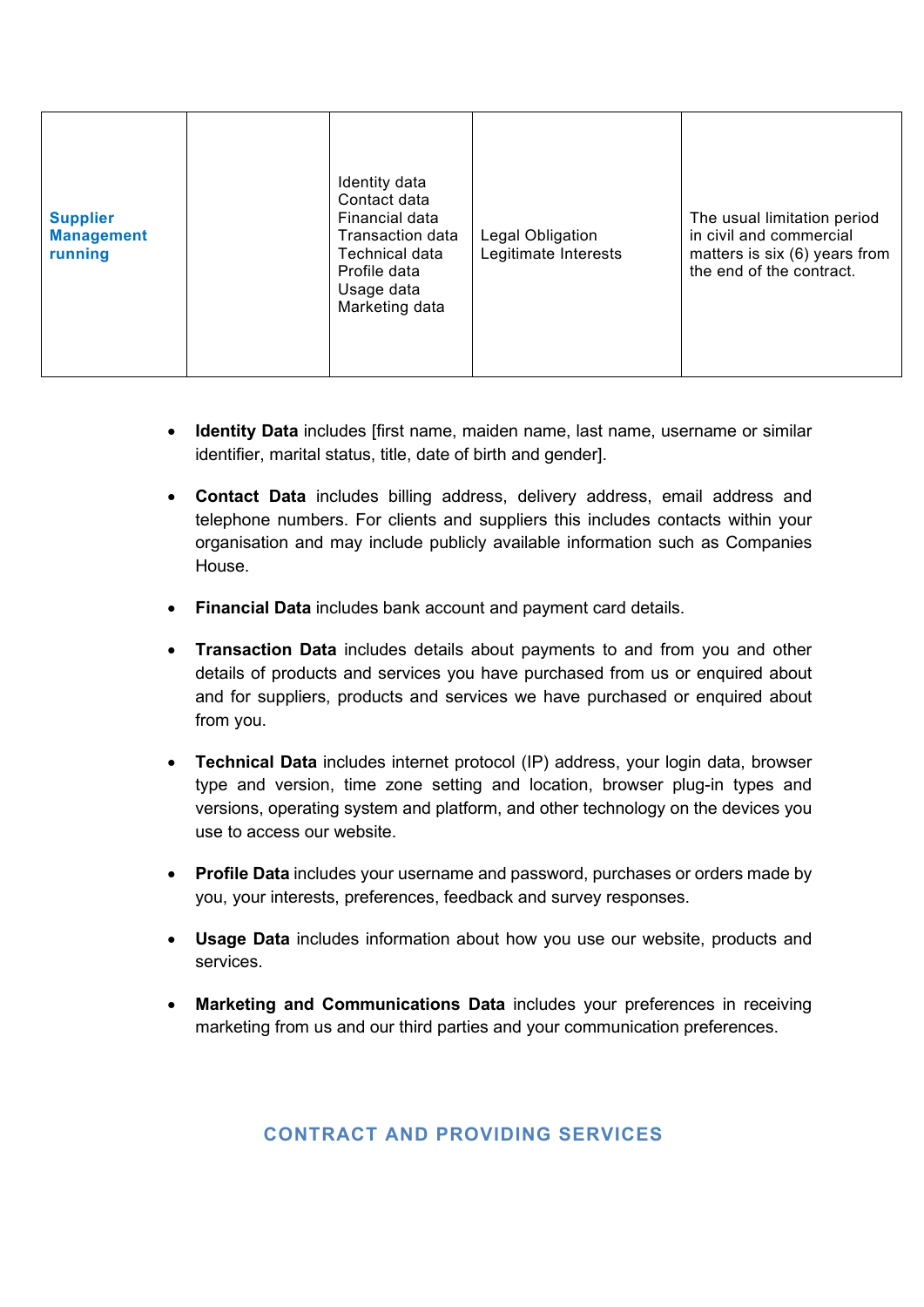| | | | | |
|---|---|---|---|---|
| **Supplier Management running** | | Identity data<br>Contact data<br>Financial data<br>Transaction data<br>Technical data<br>Profile data<br>Usage data<br>Marketing data | Legal Obligation<br>Legitimate Interests | The usual limitation period in civil and commercial matters is six (6) years from the end of the contract. |

- **Identity Data** includes [first name, maiden name, last name, username or similar identifier, marital status, title, date of birth and gender].
- **Contact Data** includes billing address, delivery address, email address and telephone numbers. For clients and suppliers this includes contacts within your organisation and may include publicly available information such as Companies House.
- **Financial Data** includes bank account and payment card details.
- **Transaction Data** includes details about payments to and from you and other details of products and services you have purchased from us or enquired about and for suppliers, products and services we have purchased or enquired about from you.
- **Technical Data** includes internet protocol (IP) address, your login data, browser type and version, time zone setting and location, browser plug-in types and versions, operating system and platform, and other technology on the devices you use to access our website.
- **Profile Data** includes your username and password, purchases or orders made by you, your interests, preferences, feedback and survey responses.
- **Usage Data** includes information about how you use our website, products and services.
- **Marketing and Communications Data** includes your preferences in receiving marketing from us and our third parties and your communication preferences.

## CONTRACT AND PROVIDING SERVICES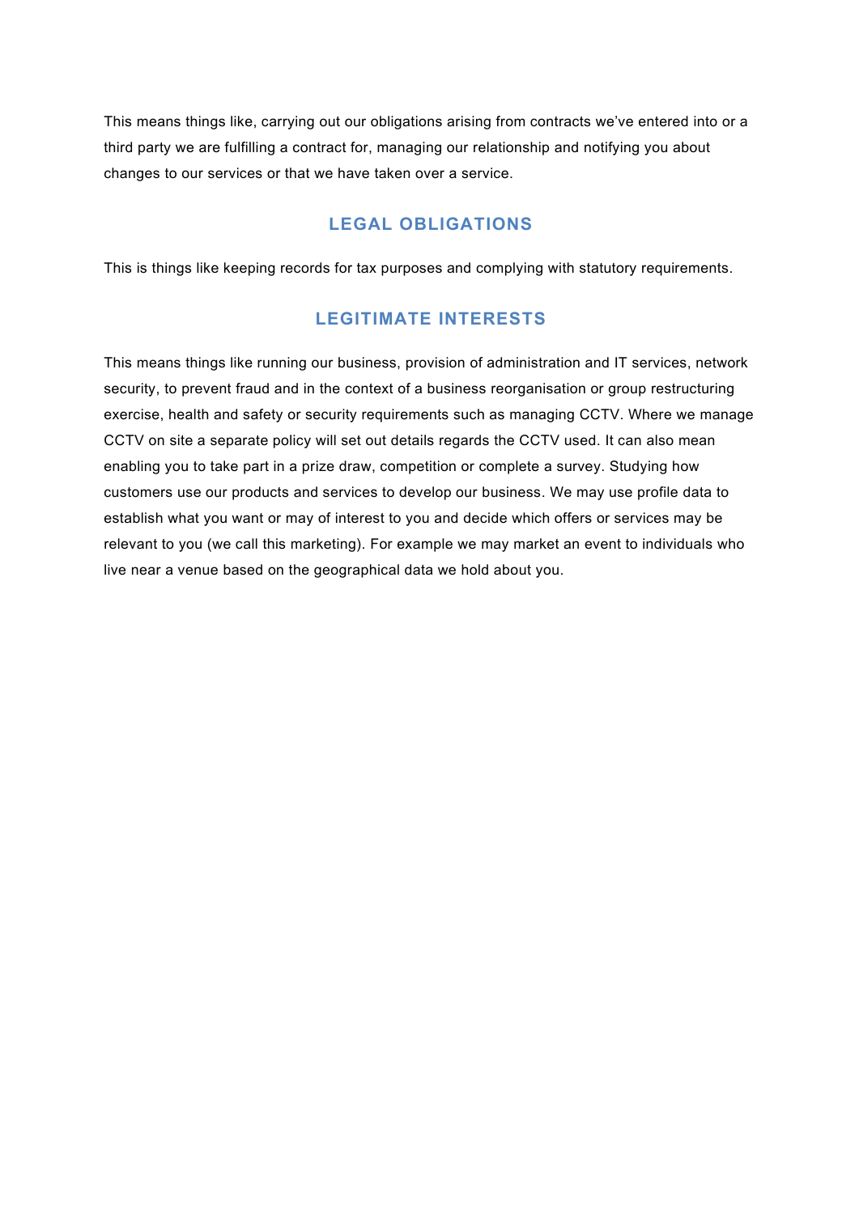This means things like, carrying out our obligations arising from contracts we've entered into or a third party we are fulfilling a contract for, managing our relationship and notifying you about changes to our services or that we have taken over a service.

## LEGAL OBLIGATIONS

This is things like keeping records for tax purposes and complying with statutory requirements.

## LEGITIMATE INTERESTS

This means things like running our business, provision of administration and IT services, network security, to prevent fraud and in the context of a business reorganisation or group restructuring exercise, health and safety or security requirements such as managing CCTV. Where we manage CCTV on site a separate policy will set out details regards the CCTV used. It can also mean enabling you to take part in a prize draw, competition or complete a survey. Studying how customers use our products and services to develop our business. We may use profile data to establish what you want or may of interest to you and decide which offers or services may be relevant to you (we call this marketing). For example we may market an event to individuals who live near a venue based on the geographical data we hold about you.